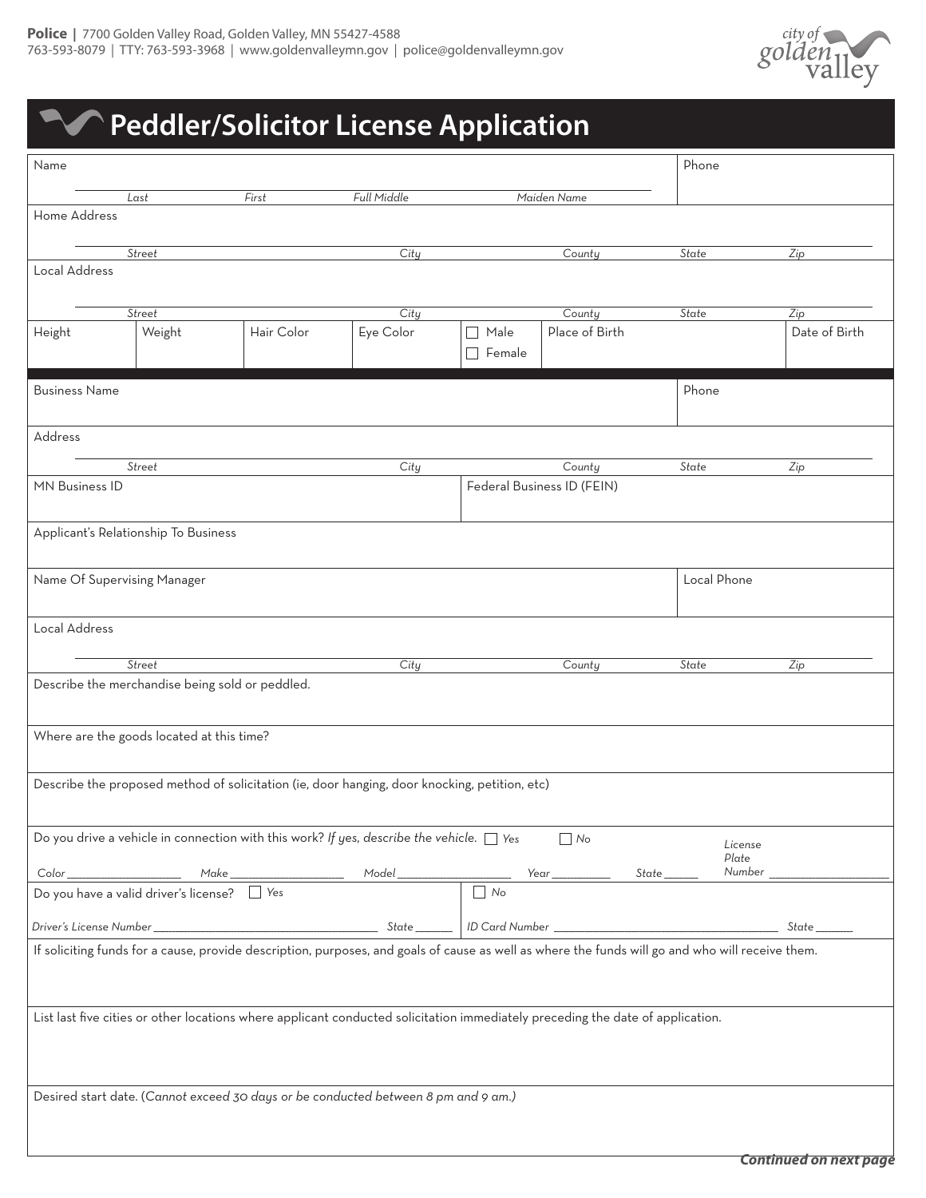**Police** | 7700 Golden Valley Road, Golden Valley, MN 55427-4588
763-593-8079 | TTY: 763-593-3968 | www.goldenvalleymn.gov | police@goldenvalleymn.gov

city of golden valley

# Peddler/Solicitor License Application

Name

*Last* *First* *Full Middle* *Maiden Name*

Phone

Home Address

*Street* *City* *County* *State* *Zip*

Local Address

*Street* *City* *County* *State* *Zip*

| Height | Weight | Hair Color | Eye Color | ☐ Male ☐ Female | Place of Birth | Date of Birth |
|---|---|---|---|---|---|---|
| | | | | | | |

Business Name

Phone

Address

*Street* *City* *County* *State* *Zip*

MN Business ID

Federal Business ID (FEIN)

Applicant's Relationship To Business

Name Of Supervising Manager

Local Phone

Local Address

*Street* *City* *County* *State* *Zip*

Describe the merchandise being sold or peddled.

Where are the goods located at this time?

Describe the proposed method of solicitation (ie, door hanging, door knocking, petition, etc)

Do you drive a vehicle in connection with this work? *If yes, describe the vehicle.* ☐ *Yes* ☐ *No*

*Color* ________ *Make* ________ *Model* ________ *Year* ________ *State* ______ *License Plate Number* ________

Do you have a valid driver's license? ☐ *Yes* ☐ *No*

*Driver's License Number* ________ *State* ______ *ID Card Number* ________ *State* ______

If soliciting funds for a cause, provide description, purposes, and goals of cause as well as where the funds will go and who will receive them.

List last five cities or other locations where applicant conducted solicitation immediately preceding the date of application.

Desired start date. (*Cannot exceed 30 days or be conducted between 8 pm and 9 am.*)

***Continued on next page***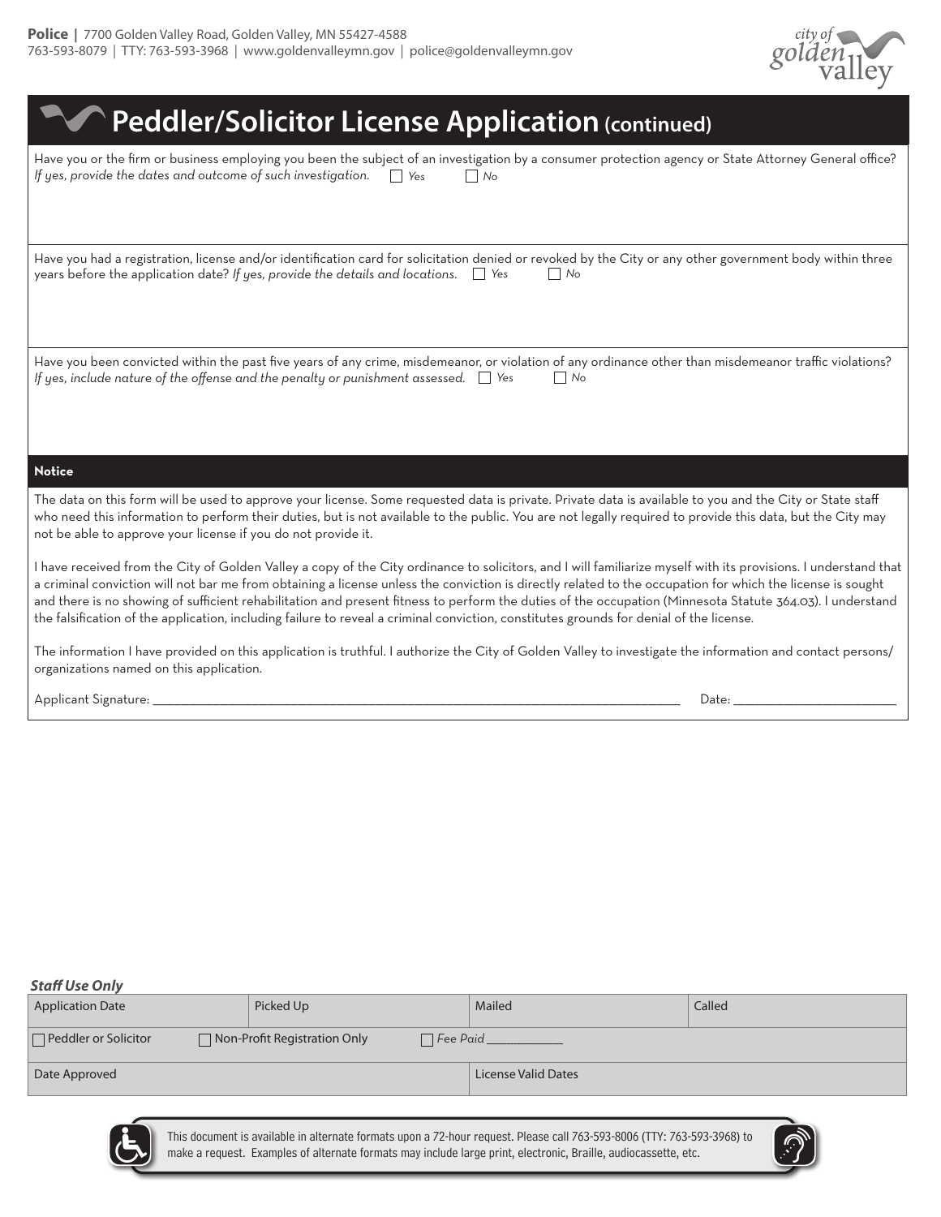**Police** | 7700 Golden Valley Road, Golden Valley, MN 55427-4588
763-593-8079 | TTY: 763-593-3968 | www.goldenvalleymn.gov | police@goldenvalleymn.gov

# Peddler/Solicitor License Application (continued)

Have you or the firm or business employing you been the subject of an investigation by a consumer protection agency or State Attorney General office? *If yes, provide the dates and outcome of such investigation.* ☐ *Yes* ☐ *No*

Have you had a registration, license and/or identification card for solicitation denied or revoked by the City or any other government body within three years before the application date? *If yes, provide the details and locations.* ☐ *Yes* ☐ *No*

Have you been convicted within the past five years of any crime, misdemeanor, or violation of any ordinance other than misdemeanor traffic violations? *If yes, include nature of the offense and the penalty or punishment assessed.* ☐ *Yes* ☐ *No*

**Notice**

The data on this form will be used to approve your license. Some requested data is private. Private data is available to you and the City or State staff who need this information to perform their duties, but is not available to the public. You are not legally required to provide this data, but the City may not be able to approve your license if you do not provide it.

I have received from the City of Golden Valley a copy of the City ordinance to solicitors, and I will familiarize myself with its provisions. I understand that a criminal conviction will not bar me from obtaining a license unless the conviction is directly related to the occupation for which the license is sought and there is no showing of sufficient rehabilitation and present fitness to perform the duties of the occupation (Minnesota Statute 364.03). I understand the falsification of the application, including failure to reveal a criminal conviction, constitutes grounds for denial of the license.

The information I have provided on this application is truthful. I authorize the City of Golden Valley to investigate the information and contact persons/organizations named on this application.

Applicant Signature: ______________________________ Date: ______________

***Staff Use Only***

| | | | |
|---|---|---|---|
| Application Date | Picked Up | Mailed | Called |
| ☐ Peddler or Solicitor | ☐ Non-Profit Registration Only | ☐ *Fee Paid* ________ | |
| Date Approved | | License Valid Dates | |

This document is available in alternate formats upon a 72-hour request. Please call 763-593-8006 (TTY: 763-593-3968) to make a request. Examples of alternate formats may include large print, electronic, Braille, audiocassette, etc.